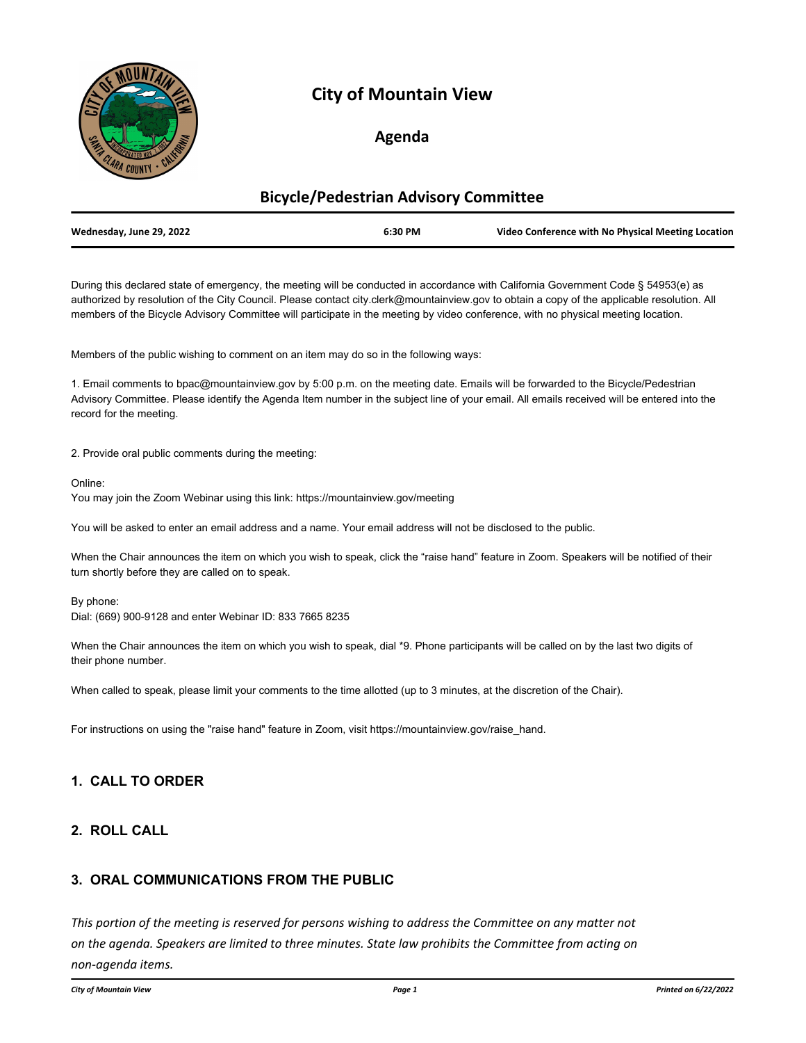# City of Mountain View

## Agenda

## Bicycle/Pedestrian Advisory Committee

| Wednesday, June 29, 2022 | 6:30 PM | Video Conference with No Physical Meeting Location |
|---|---|---|

During this declared state of emergency, the meeting will be conducted in accordance with California Government Code § 54953(e) as authorized by resolution of the City Council. Please contact city.clerk@mountainview.gov to obtain a copy of the applicable resolution. All members of the Bicycle Advisory Committee will participate in the meeting by video conference, with no physical meeting location.

Members of the public wishing to comment on an item may do so in the following ways:

1. Email comments to bpac@mountainview.gov by 5:00 p.m. on the meeting date. Emails will be forwarded to the Bicycle/Pedestrian Advisory Committee. Please identify the Agenda Item number in the subject line of your email. All emails received will be entered into the record for the meeting.

2. Provide oral public comments during the meeting:

Online:
You may join the Zoom Webinar using this link: https://mountainview.gov/meeting

You will be asked to enter an email address and a name. Your email address will not be disclosed to the public.

When the Chair announces the item on which you wish to speak, click the "raise hand" feature in Zoom. Speakers will be notified of their turn shortly before they are called on to speak.

By phone:
Dial: (669) 900-9128 and enter Webinar ID: 833 7665 8235

When the Chair announces the item on which you wish to speak, dial *9. Phone participants will be called on by the last two digits of their phone number.

When called to speak, please limit your comments to the time allotted (up to 3 minutes, at the discretion of the Chair).

For instructions on using the "raise hand" feature in Zoom, visit https://mountainview.gov/raise_hand.

### 1. CALL TO ORDER

### 2. ROLL CALL

### 3. ORAL COMMUNICATIONS FROM THE PUBLIC

*This portion of the meeting is reserved for persons wishing to address the Committee on any matter not on the agenda. Speakers are limited to three minutes. State law prohibits the Committee from acting on non-agenda items.*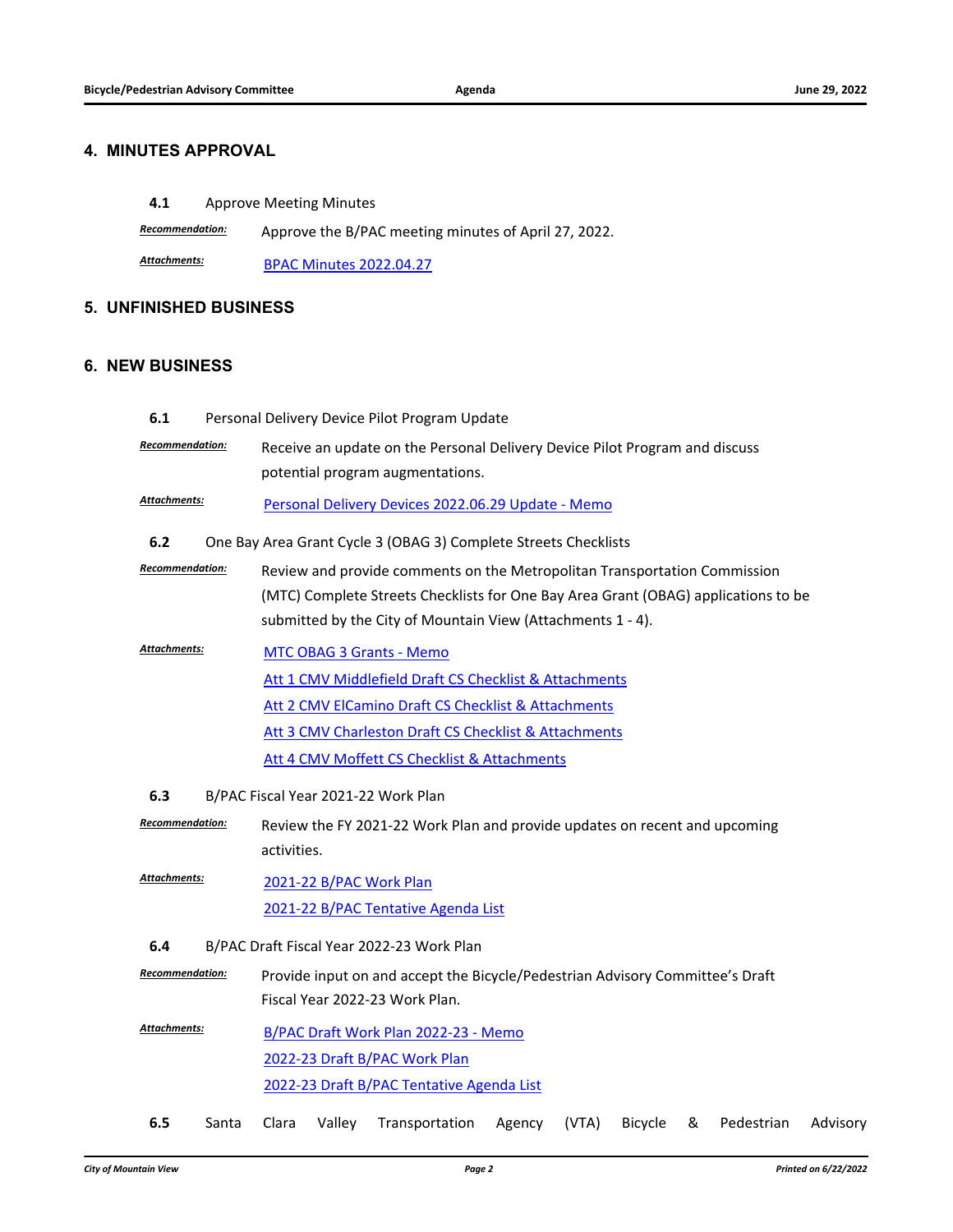## 4. MINUTES APPROVAL

**4.1** Approve Meeting Minutes

***Recommendation:*** Approve the B/PAC meeting minutes of April 27, 2022.

***Attachments:*** BPAC Minutes 2022.04.27

## 5. UNFINISHED BUSINESS

## 6. NEW BUSINESS

**6.1** Personal Delivery Device Pilot Program Update

***Recommendation:*** Receive an update on the Personal Delivery Device Pilot Program and discuss potential program augmentations.

***Attachments:*** Personal Delivery Devices 2022.06.29 Update - Memo

**6.2** One Bay Area Grant Cycle 3 (OBAG 3) Complete Streets Checklists

***Recommendation:*** Review and provide comments on the Metropolitan Transportation Commission (MTC) Complete Streets Checklists for One Bay Area Grant (OBAG) applications to be submitted by the City of Mountain View (Attachments 1 - 4).

***Attachments:*** MTC OBAG 3 Grants - Memo
Att 1 CMV Middlefield Draft CS Checklist & Attachments
Att 2 CMV ElCamino Draft CS Checklist & Attachments
Att 3 CMV Charleston Draft CS Checklist & Attachments
Att 4 CMV Moffett CS Checklist & Attachments

**6.3** B/PAC Fiscal Year 2021-22 Work Plan

***Recommendation:*** Review the FY 2021-22 Work Plan and provide updates on recent and upcoming activities.

***Attachments:*** 2021-22 B/PAC Work Plan
2021-22 B/PAC Tentative Agenda List

**6.4** B/PAC Draft Fiscal Year 2022-23 Work Plan

***Recommendation:*** Provide input on and accept the Bicycle/Pedestrian Advisory Committee's Draft Fiscal Year 2022-23 Work Plan.

***Attachments:*** B/PAC Draft Work Plan 2022-23 - Memo
2022-23 Draft B/PAC Work Plan
2022-23 Draft B/PAC Tentative Agenda List

**6.5** Santa Clara Valley Transportation Agency (VTA) Bicycle & Pedestrian Advisory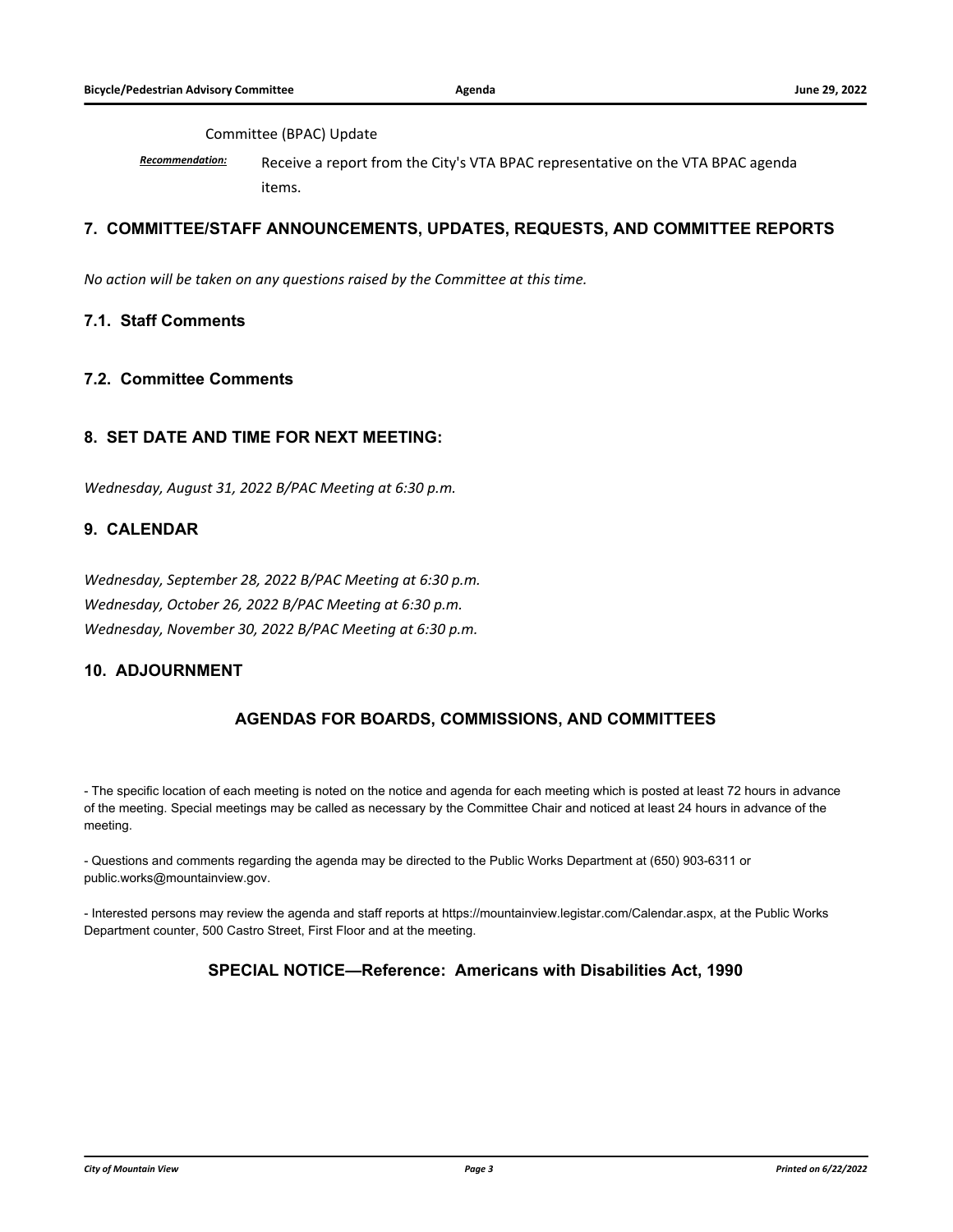Committee (BPAC) Update

***Recommendation:*** Receive a report from the City's VTA BPAC representative on the VTA BPAC agenda items.

## 7. COMMITTEE/STAFF ANNOUNCEMENTS, UPDATES, REQUESTS, AND COMMITTEE REPORTS

*No action will be taken on any questions raised by the Committee at this time.*

### 7.1. Staff Comments

### 7.2. Committee Comments

## 8. SET DATE AND TIME FOR NEXT MEETING:

*Wednesday, August 31, 2022 B/PAC Meeting at 6:30 p.m.*

## 9. CALENDAR

*Wednesday, September 28, 2022 B/PAC Meeting at 6:30 p.m.*
*Wednesday, October 26, 2022 B/PAC Meeting at 6:30 p.m.*
*Wednesday, November 30, 2022 B/PAC Meeting at 6:30 p.m.*

## 10. ADJOURNMENT

## AGENDAS FOR BOARDS, COMMISSIONS, AND COMMITTEES

- The specific location of each meeting is noted on the notice and agenda for each meeting which is posted at least 72 hours in advance of the meeting. Special meetings may be called as necessary by the Committee Chair and noticed at least 24 hours in advance of the meeting.

- Questions and comments regarding the agenda may be directed to the Public Works Department at (650) 903-6311 or public.works@mountainview.gov.

- Interested persons may review the agenda and staff reports at https://mountainview.legistar.com/Calendar.aspx, at the Public Works Department counter, 500 Castro Street, First Floor and at the meeting.

## SPECIAL NOTICE—Reference: Americans with Disabilities Act, 1990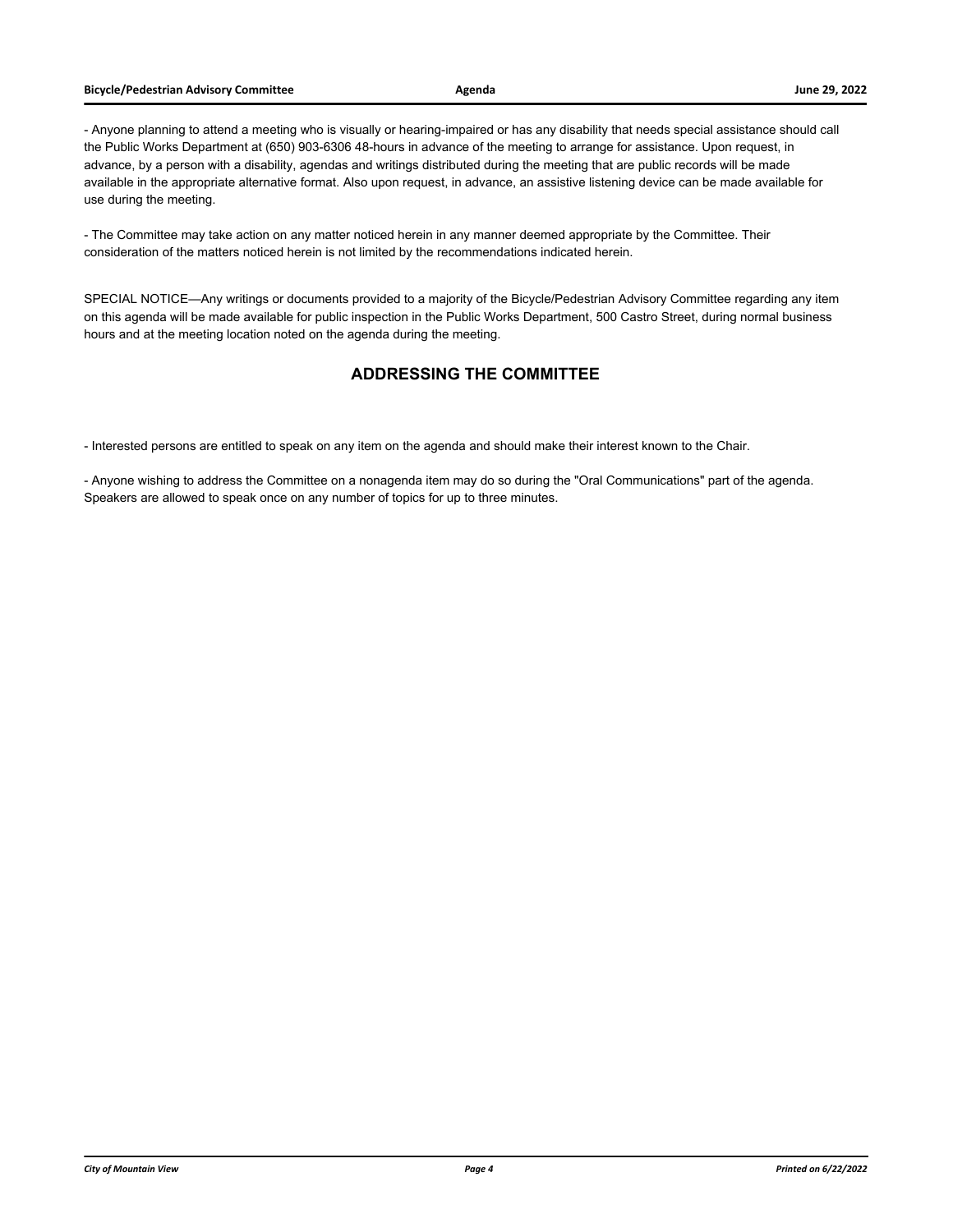- Anyone planning to attend a meeting who is visually or hearing-impaired or has any disability that needs special assistance should call the Public Works Department at (650) 903-6306 48-hours in advance of the meeting to arrange for assistance. Upon request, in advance, by a person with a disability, agendas and writings distributed during the meeting that are public records will be made available in the appropriate alternative format. Also upon request, in advance, an assistive listening device can be made available for use during the meeting.

- The Committee may take action on any matter noticed herein in any manner deemed appropriate by the Committee. Their consideration of the matters noticed herein is not limited by the recommendations indicated herein.

SPECIAL NOTICE—Any writings or documents provided to a majority of the Bicycle/Pedestrian Advisory Committee regarding any item on this agenda will be made available for public inspection in the Public Works Department, 500 Castro Street, during normal business hours and at the meeting location noted on the agenda during the meeting.

## ADDRESSING THE COMMITTEE

- Interested persons are entitled to speak on any item on the agenda and should make their interest known to the Chair.

- Anyone wishing to address the Committee on a nonagenda item may do so during the "Oral Communications" part of the agenda. Speakers are allowed to speak once on any number of topics for up to three minutes.